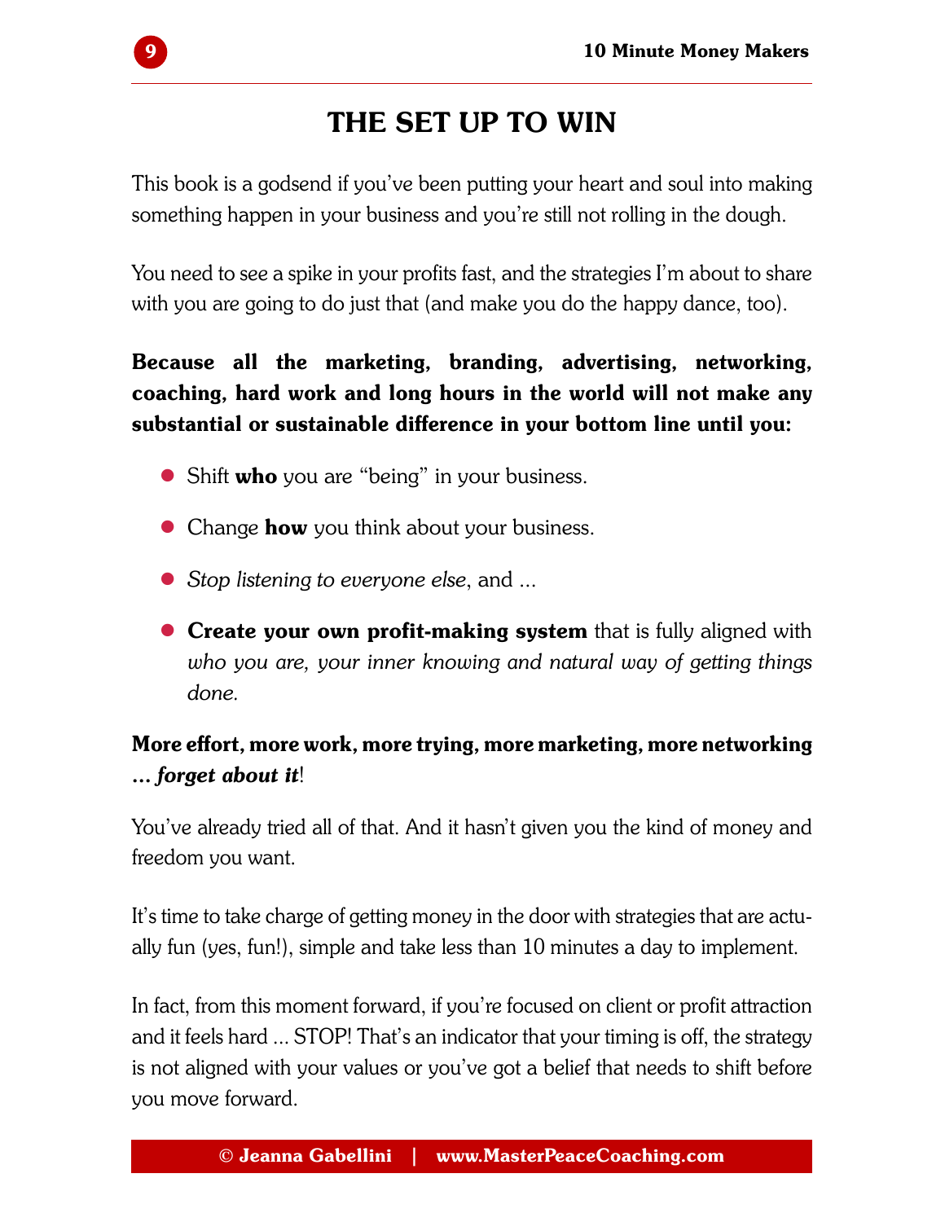# THE SET UP TO WIN

This book is a godsend if you've been putting your heart and soul into making something happen in your business and you're still not rolling in the dough.

You need to see a spike in your profits fast, and the strategies I'm about to share with you are going to do just that (and make you do the happy dance, too).

**Because all the marketing, branding, advertising, networking, coaching, hard work and long hours in the world will not make any substantial or sustainable difference in your bottom line until you:**

- Shift **who** you are "being" in your business.
- Change **how** you think about your business.
- *Stop listening to everyone else*, and ...
- **Create your own profit-making system** that is fully aligned with *who you are, your inner knowing and natural way of getting things done.*

**More effort, more work, more trying, more marketing, more networking ... *forget about it*!**

You've already tried all of that. And it hasn't given you the kind of money and freedom you want.

It's time to take charge of getting money in the door with strategies that are actually fun (yes, fun!), simple and take less than 10 minutes a day to implement.

In fact, from this moment forward, if you're focused on client or profit attraction and it feels hard ... STOP! That's an indicator that your timing is off, the strategy is not aligned with your values or you've got a belief that needs to shift before you move forward.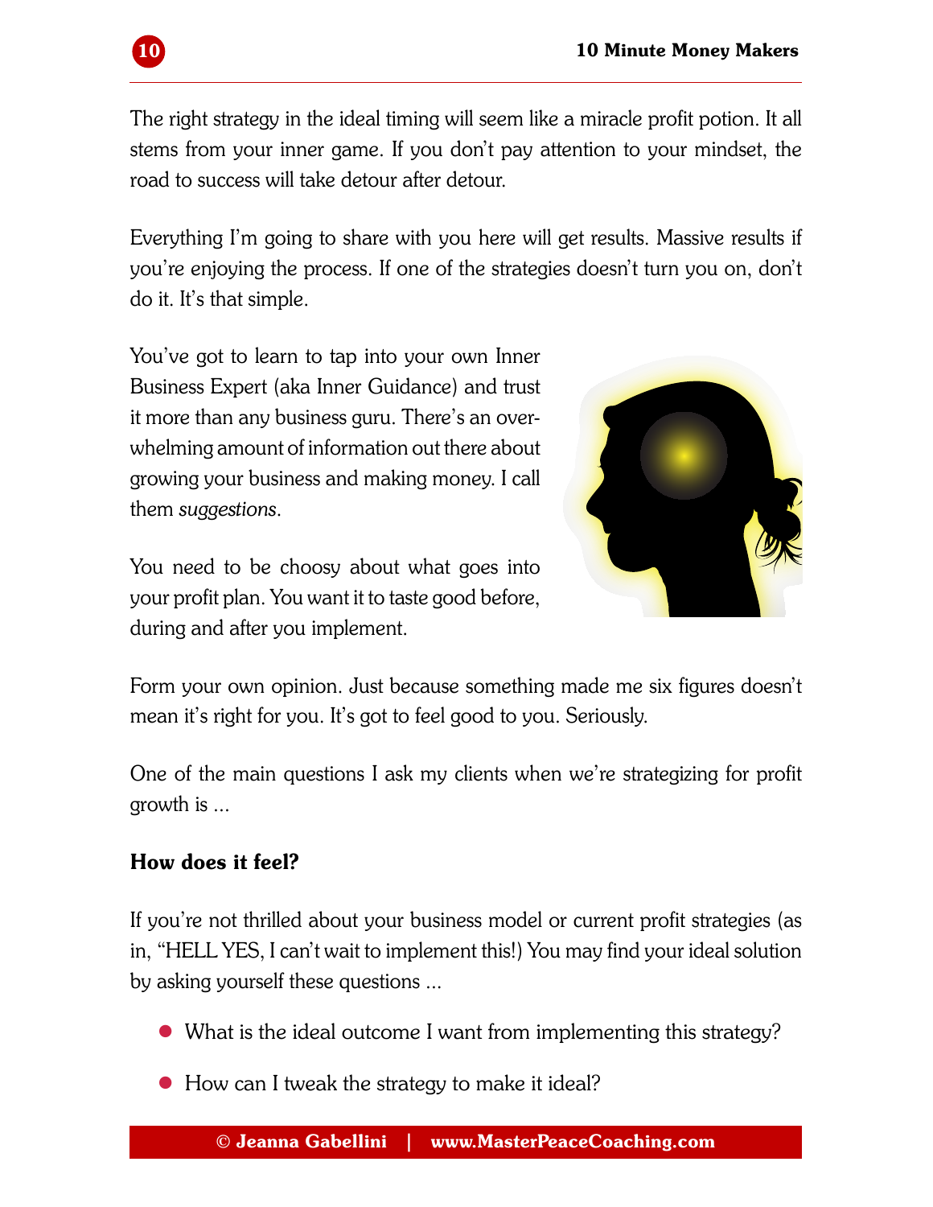The right strategy in the ideal timing will seem like a miracle profit potion. It all stems from your inner game. If you don't pay attention to your mindset, the road to success will take detour after detour.

Everything I'm going to share with you here will get results. Massive results if you're enjoying the process. If one of the strategies doesn't turn you on, don't do it. It's that simple.

You've got to learn to tap into your own Inner Business Expert (aka Inner Guidance) and trust it more than any business guru. There's an overwhelming amount of information out there about growing your business and making money. I call them *suggestions*.

You need to be choosy about what goes into your profit plan. You want it to taste good before, during and after you implement.

Form your own opinion. Just because something made me six figures doesn't mean it's right for you. It's got to feel good to you. Seriously.

One of the main questions I ask my clients when we're strategizing for profit growth is ...

**How does it feel?**

If you're not thrilled about your business model or current profit strategies (as in, "HELL YES, I can't wait to implement this!) You may find your ideal solution by asking yourself these questions ...

- What is the ideal outcome I want from implementing this strategy?
- How can I tweak the strategy to make it ideal?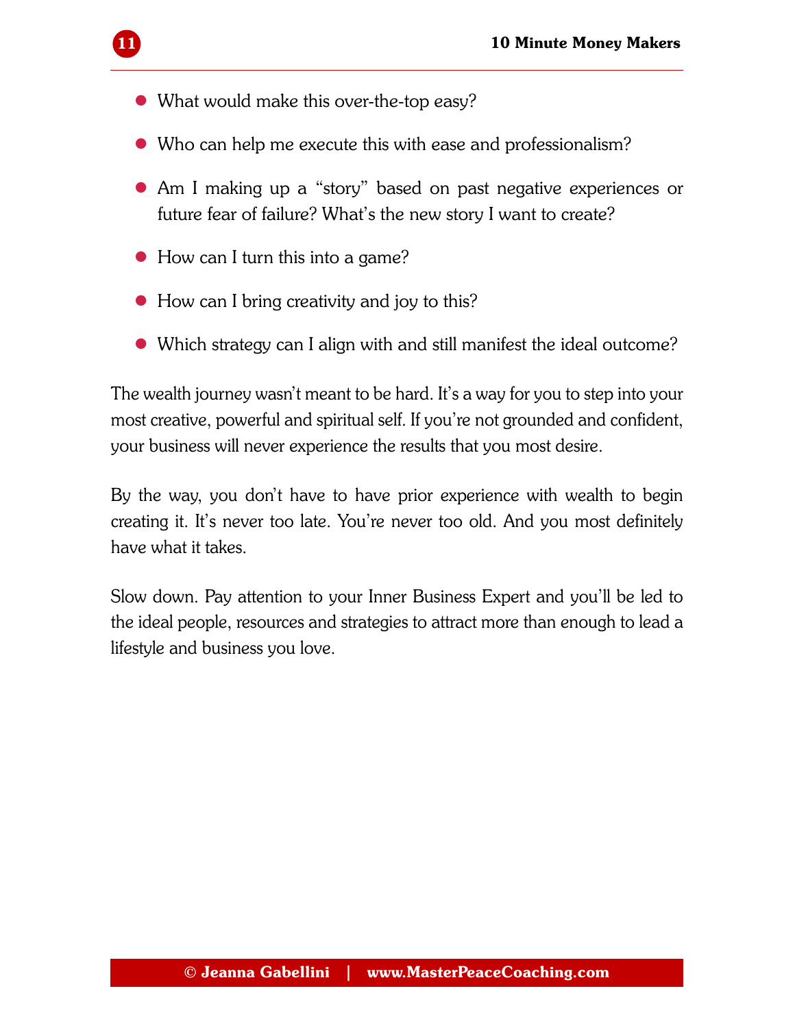- What would make this over-the-top easy?
- Who can help me execute this with ease and professionalism?
- Am I making up a "story" based on past negative experiences or future fear of failure? What's the new story I want to create?
- How can I turn this into a game?
- How can I bring creativity and joy to this?
- Which strategy can I align with and still manifest the ideal outcome?

The wealth journey wasn't meant to be hard. It's a way for you to step into your most creative, powerful and spiritual self. If you're not grounded and confident, your business will never experience the results that you most desire.

By the way, you don't have to have prior experience with wealth to begin creating it. It's never too late. You're never too old. And you most definitely have what it takes.

Slow down. Pay attention to your Inner Business Expert and you'll be led to the ideal people, resources and strategies to attract more than enough to lead a lifestyle and business you love.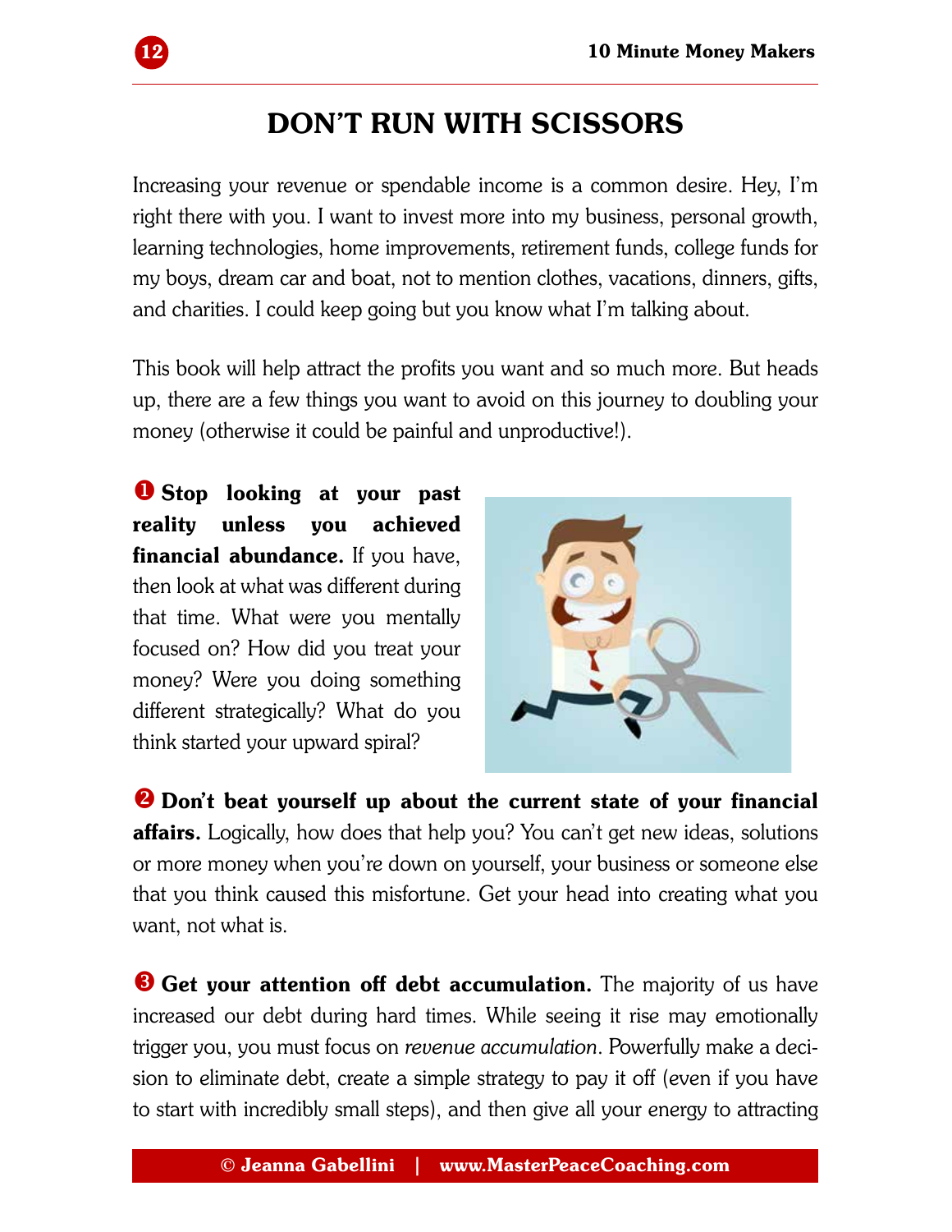# DON'T RUN WITH SCISSORS

Increasing your revenue or spendable income is a common desire. Hey, I'm right there with you. I want to invest more into my business, personal growth, learning technologies, home improvements, retirement funds, college funds for my boys, dream car and boat, not to mention clothes, vacations, dinners, gifts, and charities. I could keep going but you know what I'm talking about.

This book will help attract the profits you want and so much more. But heads up, there are a few things you want to avoid on this journey to doubling your money (otherwise it could be painful and unproductive!).

❶ **Stop looking at your past reality unless you achieved financial abundance.** If you have, then look at what was different during that time. What were you mentally focused on? How did you treat your money? Were you doing something different strategically? What do you think started your upward spiral?

❷ **Don't beat yourself up about the current state of your financial affairs.** Logically, how does that help you? You can't get new ideas, solutions or more money when you're down on yourself, your business or someone else that you think caused this misfortune. Get your head into creating what you want, not what is.

❸ **Get your attention off debt accumulation.** The majority of us have increased our debt during hard times. While seeing it rise may emotionally trigger you, you must focus on *revenue accumulation*. Powerfully make a decision to eliminate debt, create a simple strategy to pay it off (even if you have to start with incredibly small steps), and then give all your energy to attracting